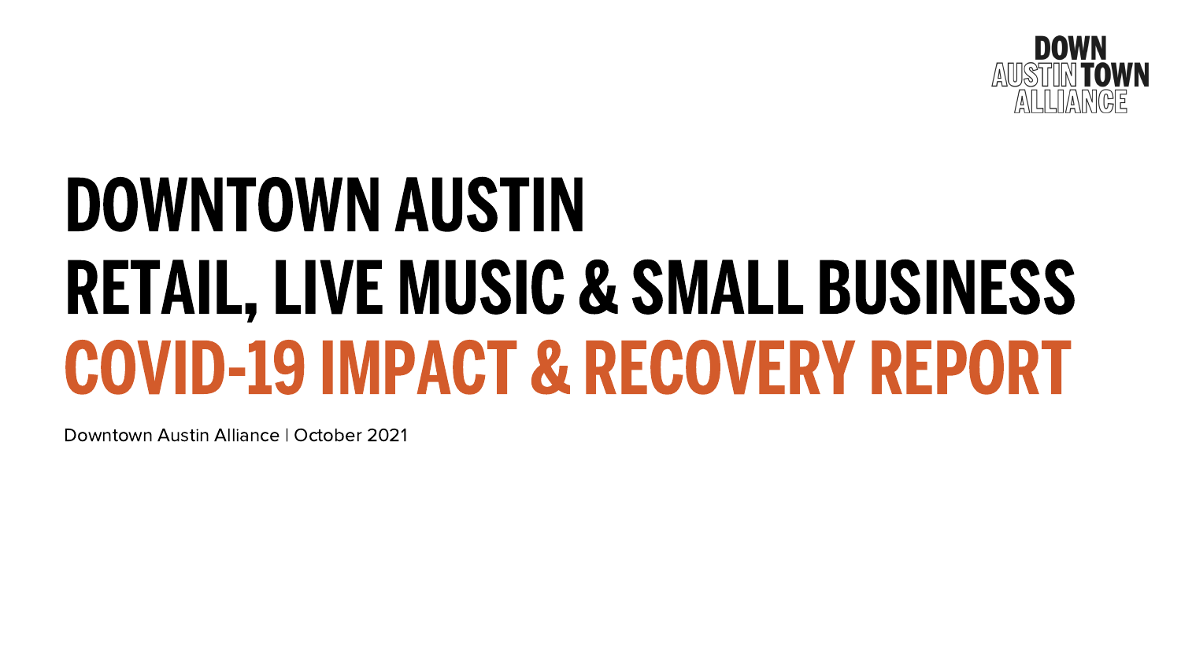DOWN AUSTIN TOWN ALLIANCE

# DOWNTOWN AUSTIN
# RETAIL, LIVE MUSIC & SMALL BUSINESS
# COVID-19 IMPACT & RECOVERY REPORT

Downtown Austin Alliance | October 2021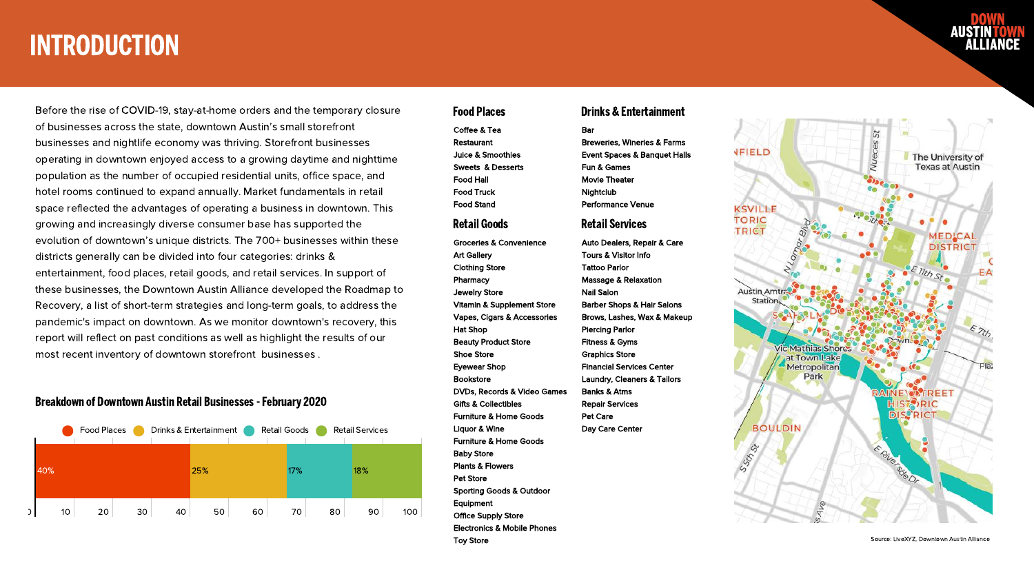# INTRODUCTION

Before the rise of COVID-19, stay-at-home orders and the temporary closure of businesses across the state, downtown Austin's small storefront businesses and nightlife economy was thriving. Storefront businesses operating in downtown enjoyed access to a growing daytime and nighttime population as the number of occupied residential units, office space, and hotel rooms continued to expand annually. Market fundamentals in retail space reflected the advantages of operating a business in downtown. This growing and increasingly diverse consumer base has supported the evolution of downtown's unique districts. The 700+ businesses within these districts generally can be divided into four categories: drinks & entertainment, food places, retail goods, and retail services. In support of these businesses, the Downtown Austin Alliance developed the Roadmap to Recovery, a list of short-term strategies and long-term goals, to address the pandemic's impact on downtown. As we monitor downtown's recovery, this report will reflect on past conditions as well as highlight the results of our most recent inventory of downtown storefront businesses .

## Breakdown of Downtown Austin Retail Businesses - February 2020

| Food Places | Drinks & Entertainment | Retail Goods | Retail Services |
|---|---|---|---|
| 40% | 25% | 17% | 18% |

### Food Places

- Coffee & Tea
- Restaurant
- Juice & Smoothies
- Sweets & Desserts
- Food Hall
- Food Truck
- Food Stand

### Retail Goods

- Groceries & Convenience
- Art Gallery
- Clothing Store
- Pharmacy
- Jewelry Store
- Vitamin & Supplement Store
- Vapes, Cigars & Accessories
- Hat Shop
- Beauty Product Store
- Shoe Store
- Eyewear Shop
- Bookstore
- DVDs, Records & Video Games
- Gifts & Collectibles
- Furniture & Home Goods
- Liquor & Wine
- Furniture & Home Goods
- Baby Store
- Plants & Flowers
- Pet Store
- Sporting Goods & Outdoor Equipment
- Office Supply Store
- Electronics & Mobile Phones
- Toy Store

### Drinks & Entertainment

- Bar
- Breweries, Wineries & Farms
- Event Spaces & Banquet Halls
- Fun & Games
- Movie Theater
- Nightclub
- Performance Venue

### Retail Services

- Auto Dealers, Repair & Care
- Tours & Visitor Info
- Tattoo Parlor
- Massage & Relaxation
- Nail Salon
- Barber Shops & Hair Salons
- Brows, Lashes, Wax & Makeup
- Piercing Parlor
- Fitness & Gyms
- Graphics Store
- Financial Services Center
- Laundry, Cleaners & Tailors
- Banks & Atms
- Repair Services
- Pet Care
- Day Care Center

Source: LiveXYZ, Downtown Austin Alliance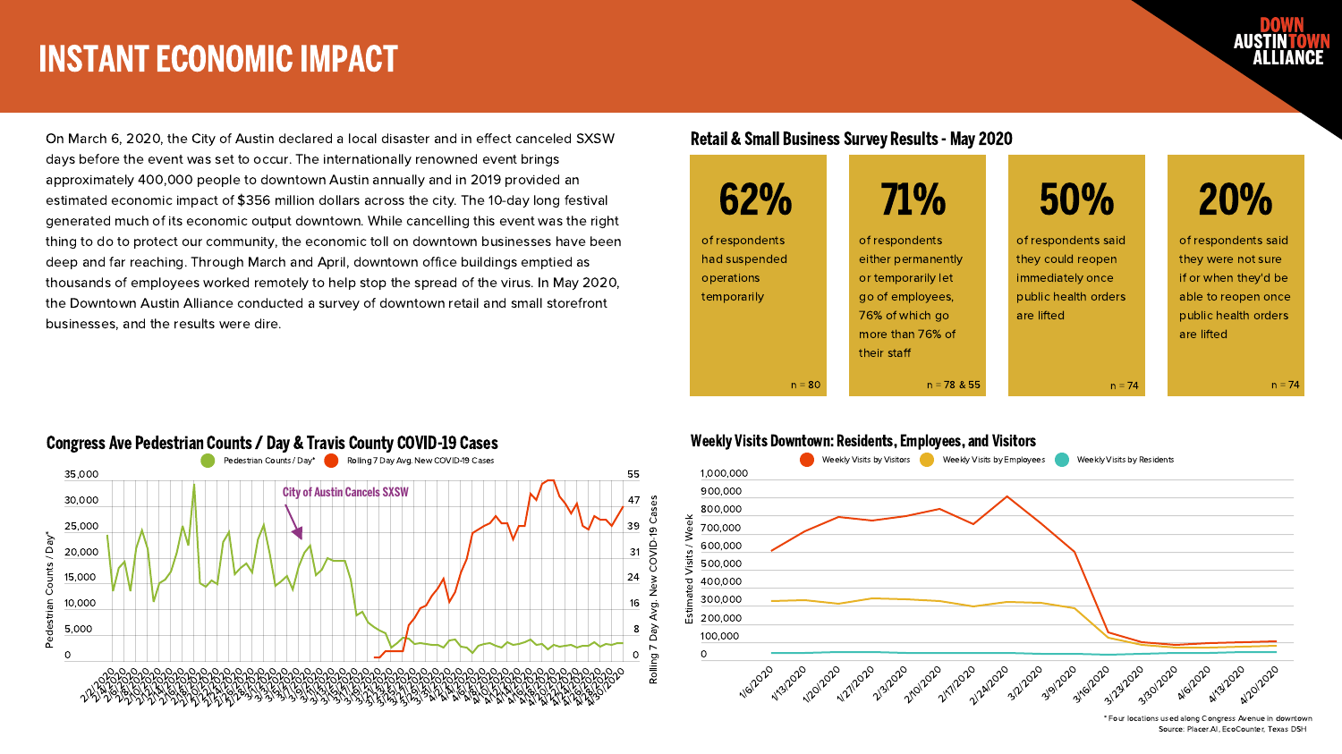# INSTANT ECONOMIC IMPACT

On March 6, 2020, the City of Austin declared a local disaster and in effect canceled SXSW days before the event was set to occur. The internationally renowned event brings approximately 400,000 people to downtown Austin annually and in 2019 provided an estimated economic impact of $356 million dollars across the city. The 10-day long festival generated much of its economic output downtown. While cancelling this event was the right thing to do to protect our community, the economic toll on downtown businesses have been deep and far reaching. Through March and April, downtown office buildings emptied as thousands of employees worked remotely to help stop the spread of the virus. In May 2020, the Downtown Austin Alliance conducted a survey of downtown retail and small storefront businesses, and the results were dire.

## Retail & Small Business Survey Results - May 2020

**62%**
of respondents had suspended operations temporarily
n = 80

**71%**
of respondents either permanently or temporarily let go of employees, 76% of which go more than 76% of their staff
n = 78 & 55

**50%**
of respondents said they could reopen immediately once public health orders are lifted
n = 74

**20%**
of respondents said they were not sure if or when they'd be able to reopen once public health orders are lifted
n = 74

## Congress Ave Pedestrian Counts / Day & Travis County COVID-19 Cases

Pedestrian Counts / Day* | Rolling 7 Day Avg. New COVID-19 Cases

City of Austin Cancels SXSW

## Weekly Visits Downtown: Residents, Employees, and Visitors

Weekly Visits by Visitors | Weekly Visits by Employees | Weekly Visits by Residents

* Four locations used along Congress Avenue in downtown
Source: Placer.AI, EcoCounter, Texas DSH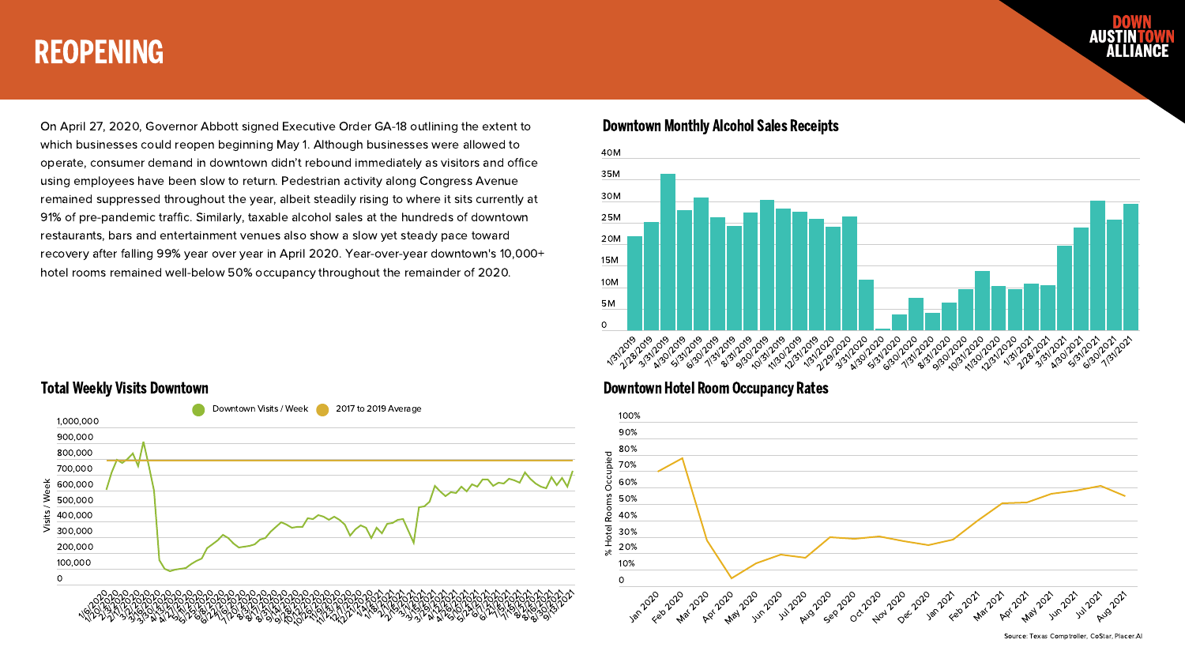# REOPENING

On April 27, 2020, Governor Abbott signed Executive Order GA-18 outlining the extent to which businesses could reopen beginning May 1. Although businesses were allowed to operate, consumer demand in downtown didn't rebound immediately as visitors and office using employees have been slow to return. Pedestrian activity along Congress Avenue remained suppressed throughout the year, albeit steadily rising to where it sits currently at 91% of pre-pandemic traffic. Similarly, taxable alcohol sales at the hundreds of downtown restaurants, bars and entertainment venues also show a slow yet steady pace toward recovery after falling 99% year over year in April 2020. Year-over-year downtown's 10,000+ hotel rooms remained well-below 50% occupancy throughout the remainder of 2020.

## Downtown Monthly Alcohol Sales Receipts

## Total Weekly Visits Downtown

## Downtown Hotel Room Occupancy Rates

Source: Texas Comptroller, CoStar, Placer.AI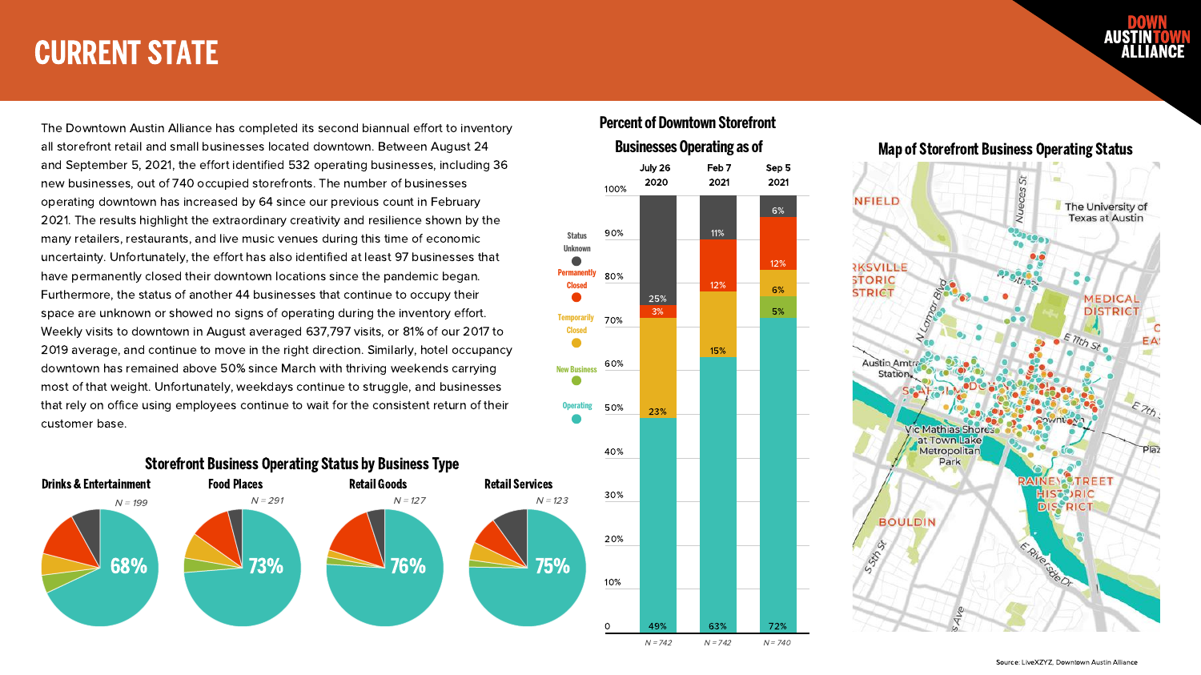# CURRENT STATE

The Downtown Austin Alliance has completed its second biannual effort to inventory all storefront retail and small businesses located downtown. Between August 24 and September 5, 2021, the effort identified 532 operating businesses, including 36 new businesses, out of 740 occupied storefronts. The number of businesses operating downtown has increased by 64 since our previous count in February 2021. The results highlight the extraordinary creativity and resilience shown by the many retailers, restaurants, and live music venues during this time of economic uncertainty. Unfortunately, the effort has also identified at least 97 businesses that have permanently closed their downtown locations since the pandemic began. Furthermore, the status of another 44 businesses that continue to occupy their space are unknown or showed no signs of operating during the inventory effort. Weekly visits to downtown in August averaged 637,797 visits, or 81% of our 2017 to 2019 average, and continue to move in the right direction. Similarly, hotel occupancy downtown has remained above 50% since March with thriving weekends carrying most of that weight. Unfortunately, weekdays continue to struggle, and businesses that rely on office using employees continue to wait for the consistent return of their customer base.

## Storefront Business Operating Status by Business Type

| Business Type | N | Operating |
|---|---|---|
| Drinks & Entertainment | N = 199 | 68% |
| Food Places | N = 291 | 73% |
| Retail Goods | N = 127 | 76% |
| Retail Services | N = 123 | 75% |

## Percent of Downtown Storefront Businesses Operating as of

| Status | July 26 2020 | Feb 7 2021 | Sep 5 2021 |
|---|---|---|---|
| Status Unknown | 25% | 11% | 6% |
| Permanently Closed | 3% | 12% | 12% |
| Temporarily Closed | 23% | 15% | 6% |
| New Business | | | 5% |
| Operating | 49% | 63% | 72% |
| | N = 742 | N = 742 | N = 740 |

## Map of Storefront Business Operating Status

Source: LiveXYZ, Downtown Austin Alliance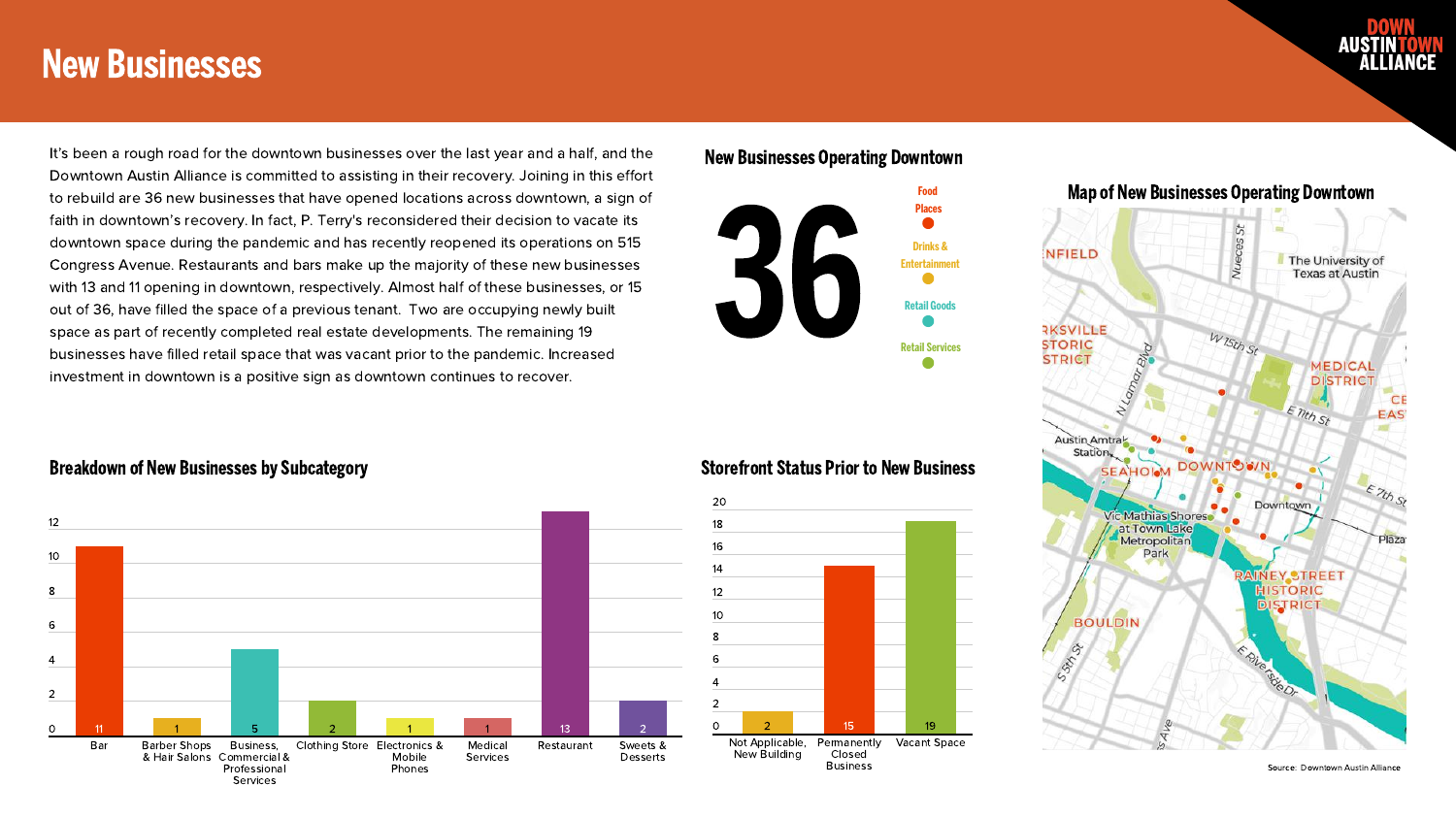# New Businesses

It's been a rough road for the downtown businesses over the last year and a half, and the Downtown Austin Alliance is committed to assisting in their recovery. Joining in this effort to rebuild are 36 new businesses that have opened locations across downtown, a sign of faith in downtown's recovery. In fact, P. Terry's reconsidered their decision to vacate its downtown space during the pandemic and has recently reopened its operations on 515 Congress Avenue. Restaurants and bars make up the majority of these new businesses with 13 and 11 opening in downtown, respectively. Almost half of these businesses, or 15 out of 36, have filled the space of a previous tenant. Two are occupying newly built space as part of recently completed real estate developments. The remaining 19 businesses have filled retail space that was vacant prior to the pandemic. Increased investment in downtown is a positive sign as downtown continues to recover.

## New Businesses Operating Downtown

**36**

## Map of New Businesses Operating Downtown

Legend: Food Places; Drinks & Entertainment; Retail Goods; Retail Services

## Breakdown of New Businesses by Subcategory

| Subcategory | Count |
|---|---|
| Bar | 11 |
| Barber Shops & Hair Salons | 1 |
| Business, Commercial & Professional Services | 5 |
| Clothing Store | 2 |
| Electronics & Mobile Phones | 1 |
| Medical Services | 1 |
| Restaurant | 13 |
| Sweets & Desserts | 2 |

## Storefront Status Prior to New Business

| Status | Count |
|---|---|
| Not Applicable, New Building | 2 |
| Permanently Closed Business | 15 |
| Vacant Space | 19 |

Source: Downtown Austin Alliance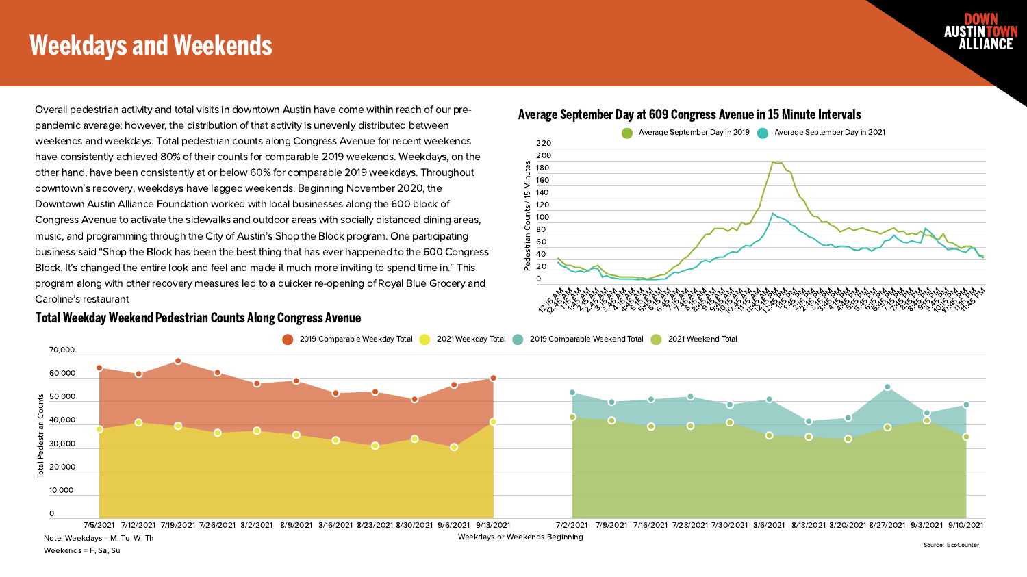# Weekdays and Weekends

Overall pedestrian activity and total visits in downtown Austin have come within reach of our pre-pandemic average; however, the distribution of that activity is unevenly distributed between weekends and weekdays. Total pedestrian counts along Congress Avenue for recent weekends have consistently achieved 80% of their counts for comparable 2019 weekends. Weekdays, on the other hand, have been consistently at or below 60% for comparable 2019 weekdays. Throughout downtown's recovery, weekdays have lagged weekends. Beginning November 2020, the Downtown Austin Alliance Foundation worked with local businesses along the 600 block of Congress Avenue to activate the sidewalks and outdoor areas with socially distanced dining areas, music, and programming through the City of Austin's Shop the Block program. One participating business said "Shop the Block has been the best thing that has ever happened to the 600 Congress Block. It's changed the entire look and feel and made it much more inviting to spend time in." This program along with other recovery measures led to a quicker re-opening of Royal Blue Grocery and Caroline's restaurant

## Average September Day at 609 Congress Avenue in 15 Minute Intervals

Legend: Average September Day in 2019; Average September Day in 2021

Y-axis: Pedestrian Counts / 15 Minutes (0–220)

X-axis: 12:15 AM – 11:45 PM

## Total Weekday Weekend Pedestrian Counts Along Congress Avenue

Legend: 2019 Comparable Weekday Total; 2021 Weekday Total; 2019 Comparable Weekend Total; 2021 Weekend Total

Y-axis: Total Pedestrian Counts (0–70,000)

X-axis: Weekdays or Weekends Beginning

Weekdays: 7/5/2021, 7/12/2021, 7/19/2021, 7/26/2021, 8/2/2021, 8/9/2021, 8/16/2021, 8/23/2021, 8/30/2021, 9/6/2021, 9/13/2021

Weekends: 7/2/2021, 7/9/2021, 7/16/2021, 7/23/2021, 7/30/2021, 8/6/2021, 8/13/2021, 8/20/2021, 8/27/2021, 9/3/2021, 9/10/2021

Note: Weekdays = M, Tu, W, Th
Weekends = F, Sa, Su

Source: EcoCounter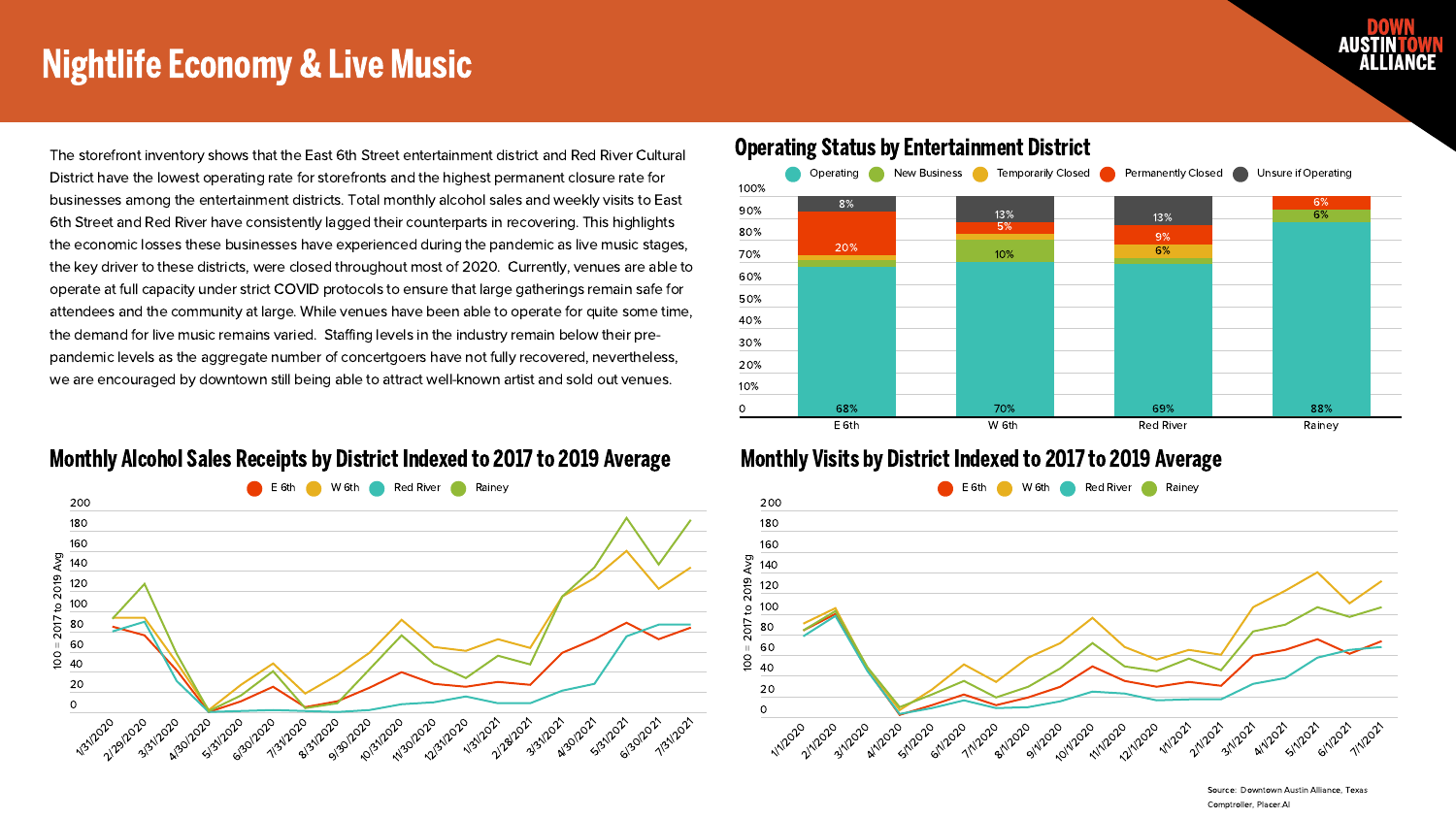# Nightlife Economy & Live Music

The storefront inventory shows that the East 6th Street entertainment district and Red River Cultural District have the lowest operating rate for storefronts and the highest permanent closure rate for businesses among the entertainment districts. Total monthly alcohol sales and weekly visits to East 6th Street and Red River have consistently lagged their counterparts in recovering. This highlights the economic losses these businesses have experienced during the pandemic as live music stages, the key driver to these districts, were closed throughout most of 2020. Currently, venues are able to operate at full capacity under strict COVID protocols to ensure that large gatherings remain safe for attendees and the community at large. While venues have been able to operate for quite some time, the demand for live music remains varied. Staffing levels in the industry remain below their pre-pandemic levels as the aggregate number of concertgoers have not fully recovered, nevertheless, we are encouraged by downtown still being able to attract well-known artist and sold out venues.

## Operating Status by Entertainment District

| District | Operating | New Business | Temporarily Closed | Permanently Closed | Unsure if Operating |
|---|---|---|---|---|---|
| E 6th | 68% | | | 20% | 8% |
| W 6th | 70% | 10% | | 5% | 13% |
| Red River | 69% | | 6% | 9% | 13% |
| Rainey | 88% | 6% | | 6% | |

## Monthly Alcohol Sales Receipts by District Indexed to 2017 to 2019 Average

Series: E 6th, W 6th, Red River, Rainey. Y-axis: 100 = 2017 to 2019 Avg. X-axis: 1/31/2020 – 7/31/2021.

## Monthly Visits by District Indexed to 2017 to 2019 Average

Series: E 6th, W 6th, Red River, Rainey. Y-axis: 100 = 2017 to 2019 Avg. X-axis: 1/1/2020 – 7/1/2021.

Source: Downtown Austin Alliance, Texas Comptroller, Placer.AI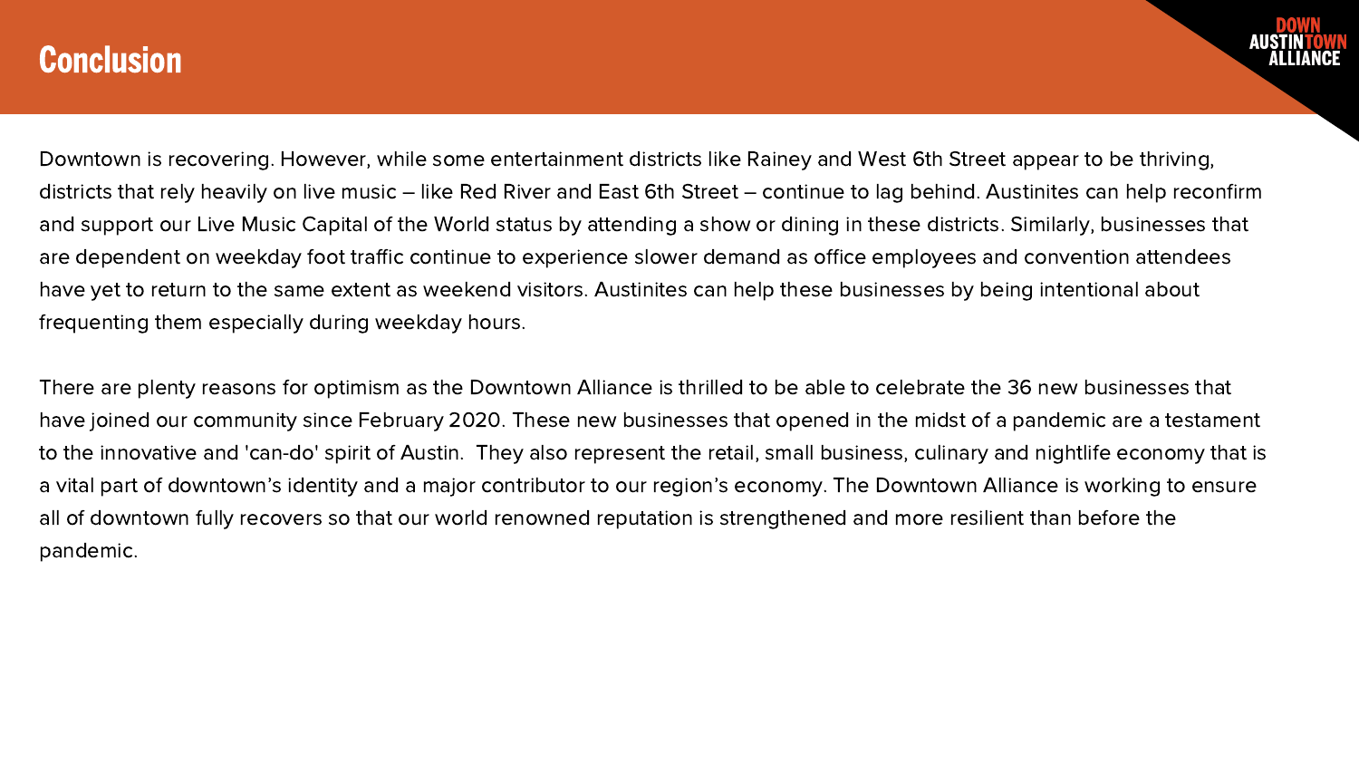# Conclusion

Downtown is recovering. However, while some entertainment districts like Rainey and West 6th Street appear to be thriving, districts that rely heavily on live music – like Red River and East 6th Street – continue to lag behind. Austinites can help reconfirm and support our Live Music Capital of the World status by attending a show or dining in these districts. Similarly, businesses that are dependent on weekday foot traffic continue to experience slower demand as office employees and convention attendees have yet to return to the same extent as weekend visitors. Austinites can help these businesses by being intentional about frequenting them especially during weekday hours.

There are plenty reasons for optimism as the Downtown Alliance is thrilled to be able to celebrate the 36 new businesses that have joined our community since February 2020. These new businesses that opened in the midst of a pandemic are a testament to the innovative and 'can-do' spirit of Austin. They also represent the retail, small business, culinary and nightlife economy that is a vital part of downtown's identity and a major contributor to our region's economy. The Downtown Alliance is working to ensure all of downtown fully recovers so that our world renowned reputation is strengthened and more resilient than before the pandemic.